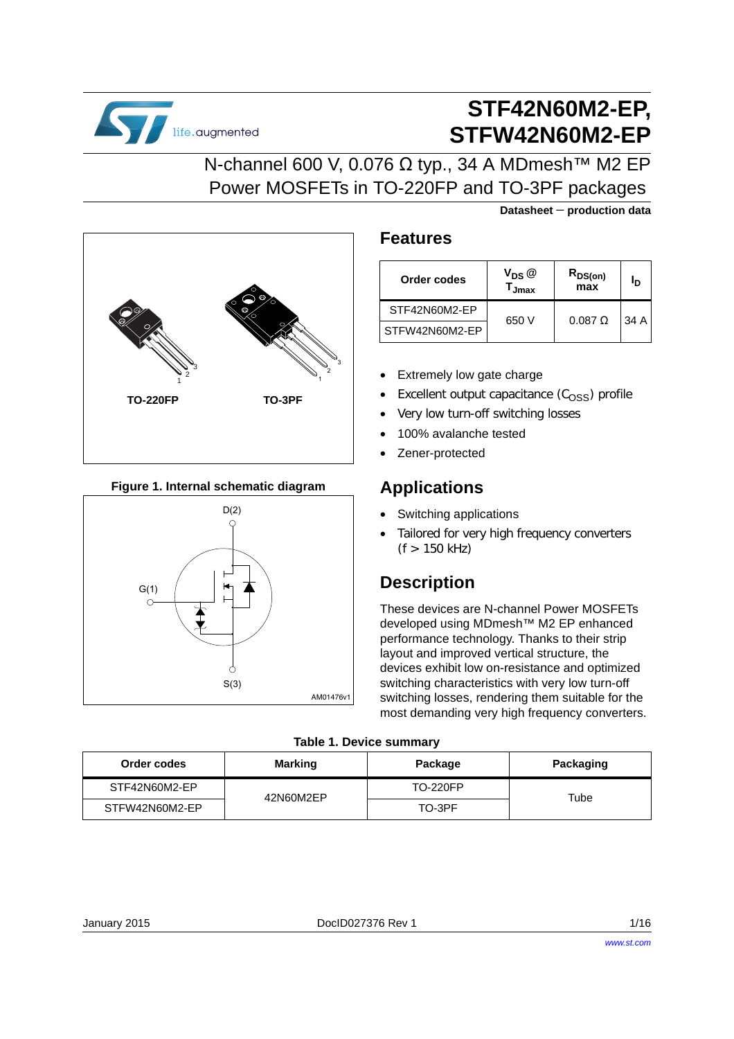# STF42N60M2-EP, STFW42N60M2-EP

## N-channel 600 V, 0.076 Ω typ., 34 A MDmesh™ M2 EP Power MOSFETs in TO-220FP and TO-3PF packages

**Datasheet − production data**

TO-220FP TO-3PF

**Figure 1. Internal schematic diagram**

D(2)

G(1)

S(3)

AM01476v1

## Features

| Order codes | $V_{DS}$ @ $T_{Jmax}$ | $R_{DS(on)}$ max | $I_D$ |
|---|---|---|---|
| STF42N60M2-EP | 650 V | 0.087 Ω | 34 A |
| STFW42N60M2-EP | | | |

- Extremely low gate charge
- Excellent output capacitance ($C_{OSS}$) profile
- Very low turn-off switching losses
- 100% avalanche tested
- Zener-protected

## Applications

- Switching applications
- Tailored for very high frequency converters (f > 150 kHz)

## Description

These devices are N-channel Power MOSFETs developed using MDmesh™ M2 EP enhanced performance technology. Thanks to their strip layout and improved vertical structure, the devices exhibit low on-resistance and optimized switching characteristics with very low turn-off switching losses, rendering them suitable for the most demanding very high frequency converters.

**Table 1. Device summary**

| Order codes | Marking | Package | Packaging |
|---|---|---|---|
| STF42N60M2-EP | 42N60M2EP | TO-220FP | Tube |
| STFW42N60M2-EP | | TO-3PF | |

January 2015 DocID027376 Rev 1

This is information on a product in full production. www.st.com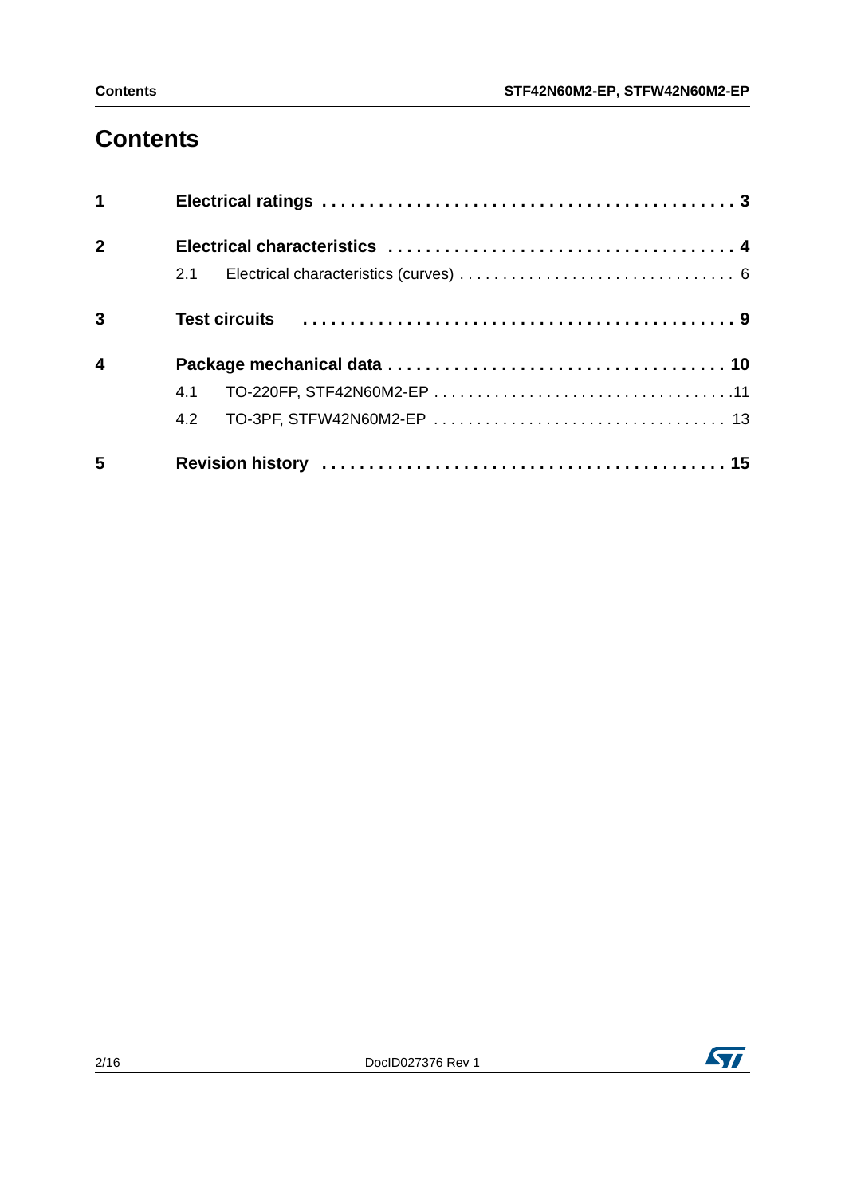# Contents

| | | |
|---|---|---|
| **1** | **Electrical ratings** | **3** |
| **2** | **Electrical characteristics** | **4** |
| | 2.1 Electrical characteristics (curves) | 6 |
| **3** | **Test circuits** | **9** |
| **4** | **Package mechanical data** | **10** |
| | 4.1 TO-220FP, STF42N60M2-EP | 11 |
| | 4.2 TO-3PF, STFW42N60M2-EP | 13 |
| **5** | **Revision history** | **15** |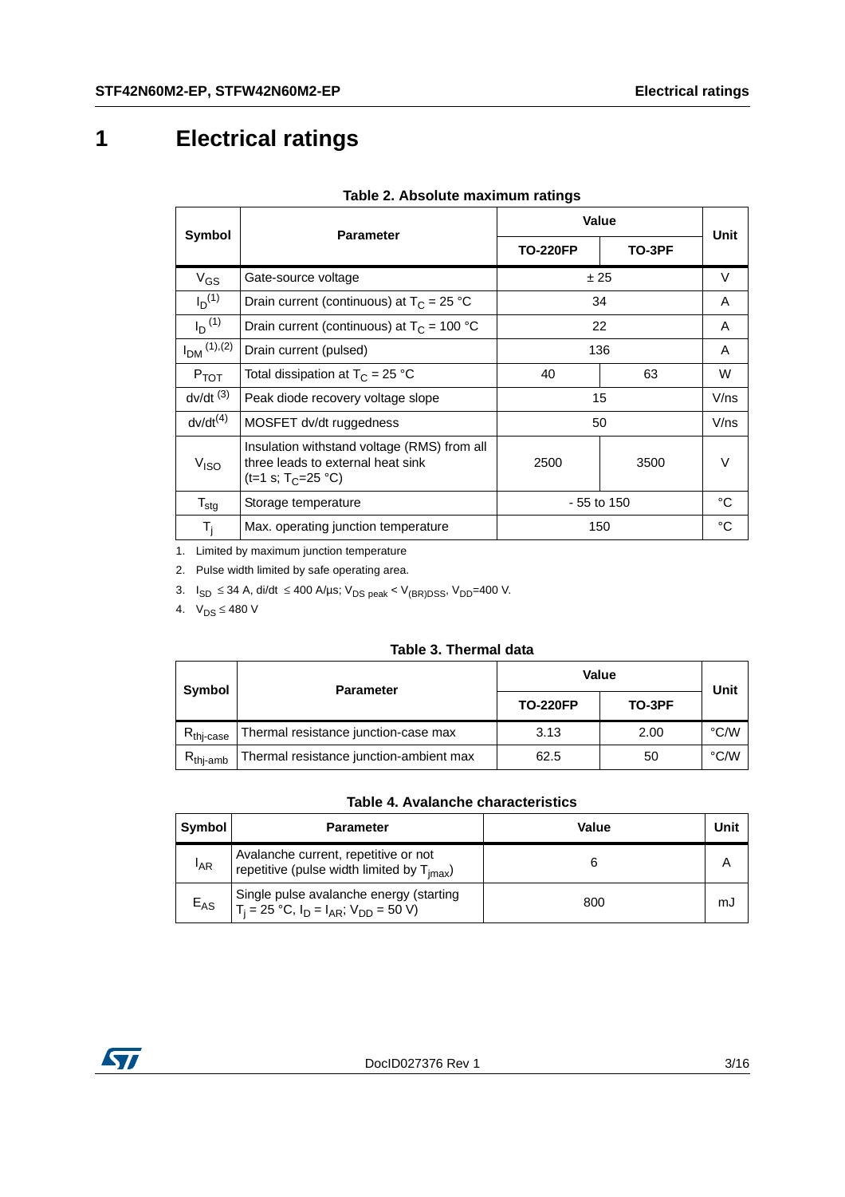# 1 Electrical ratings

**Table 2. Absolute maximum ratings**

| Symbol | Parameter | Value | | Unit |
|---|---|---|---|---|
| | | TO-220FP | TO-3PF | |
| $V_{GS}$ | Gate-source voltage | ± 25 | | V |
| $I_D$ (1) | Drain current (continuous) at $T_C$ = 25 °C | 34 | | A |
| $I_D$ (1) | Drain current (continuous) at $T_C$ = 100 °C | 22 | | A |
| $I_{DM}$ (1),(2) | Drain current (pulsed) | 136 | | A |
| $P_{TOT}$ | Total dissipation at $T_C$ = 25 °C | 40 | 63 | W |
| dv/dt (3) | Peak diode recovery voltage slope | 15 | | V/ns |
| dv/dt(4) | MOSFET dv/dt ruggedness | 50 | | V/ns |
| $V_{ISO}$ | Insulation withstand voltage (RMS) from all three leads to external heat sink (t=1 s; $T_C$=25 °C) | 2500 | 3500 | V |
| $T_{stg}$ | Storage temperature | - 55 to 150 | | °C |
| $T_j$ | Max. operating junction temperature | 150 | | °C |

1. Limited by maximum junction temperature
2. Pulse width limited by safe operating area.
3. $I_{SD}$ ≤ 34 A, di/dt ≤ 400 A/µs; $V_{DS\ peak}$ < $V_{(BR)DSS}$, $V_{DD}$=400 V.
4. $V_{DS}$ ≤ 480 V

**Table 3. Thermal data**

| Symbol | Parameter | Value | | Unit |
|---|---|---|---|---|
| | | TO-220FP | TO-3PF | |
| $R_{thj\text{-}case}$ | Thermal resistance junction-case max | 3.13 | 2.00 | °C/W |
| $R_{thj\text{-}amb}$ | Thermal resistance junction-ambient max | 62.5 | 50 | °C/W |

**Table 4. Avalanche characteristics**

| Symbol | Parameter | Value | Unit |
|---|---|---|---|
| $I_{AR}$ | Avalanche current, repetitive or not repetitive (pulse width limited by $T_{jmax}$) | 6 | A |
| $E_{AS}$ | Single pulse avalanche energy (starting $T_j$ = 25 °C, $I_D$ = $I_{AR}$; $V_{DD}$ = 50 V) | 800 | mJ |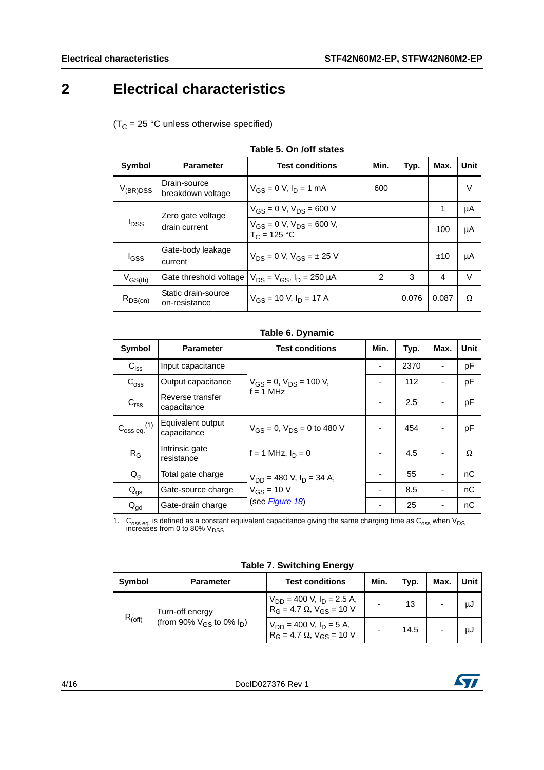# 2 Electrical characteristics

($T_C$ = 25 °C unless otherwise specified)

**Table 5. On /off states**

| Symbol | Parameter | Test conditions | Min. | Typ. | Max. | Unit |
|---|---|---|---|---|---|---|
| $V_{(BR)DSS}$ | Drain-source breakdown voltage | $V_{GS}$ = 0 V, $I_D$ = 1 mA | 600 | | | V |
| $I_{DSS}$ | Zero gate voltage drain current | $V_{GS}$ = 0 V, $V_{DS}$ = 600 V | | | 1 | µA |
| | | $V_{GS}$ = 0 V, $V_{DS}$ = 600 V, $T_C$ = 125 °C | | | 100 | µA |
| $I_{GSS}$ | Gate-body leakage current | $V_{DS}$ = 0 V, $V_{GS}$ = ± 25 V | | | ±10 | µA |
| $V_{GS(th)}$ | Gate threshold voltage | $V_{DS}$ = $V_{GS}$, $I_D$ = 250 µA | 2 | 3 | 4 | V |
| $R_{DS(on)}$ | Static drain-source on-resistance | $V_{GS}$ = 10 V, $I_D$ = 17 A | | 0.076 | 0.087 | Ω |

**Table 6. Dynamic**

| Symbol | Parameter | Test conditions | Min. | Typ. | Max. | Unit |
|---|---|---|---|---|---|---|
| $C_{iss}$ | Input capacitance | $V_{GS}$ = 0, $V_{DS}$ = 100 V, f = 1 MHz | - | 2370 | - | pF |
| $C_{oss}$ | Output capacitance | | - | 112 | - | pF |
| $C_{rss}$ | Reverse transfer capacitance | | - | 2.5 | - | pF |
| $C_{oss\ eq.}$ (1) | Equivalent output capacitance | $V_{GS}$ = 0, $V_{DS}$ = 0 to 480 V | - | 454 | - | pF |
| $R_G$ | Intrinsic gate resistance | f = 1 MHz, $I_D$ = 0 | - | 4.5 | - | Ω |
| $Q_g$ | Total gate charge | $V_{DD}$ = 480 V, $I_D$ = 34 A, $V_{GS}$ = 10 V (see *Figure 18*) | - | 55 | - | nC |
| $Q_{gs}$ | Gate-source charge | | - | 8.5 | - | nC |
| $Q_{gd}$ | Gate-drain charge | | - | 25 | - | nC |

1. $C_{oss\ eq.}$ is defined as a constant equivalent capacitance giving the same charging time as $C_{oss}$ when $V_{DS}$ increases from 0 to 80% $V_{DSS}$

**Table 7. Switching Energy**

| Symbol | Parameter | Test conditions | Min. | Typ. | Max. | Unit |
|---|---|---|---|---|---|---|
| $R_{(off)}$ | Turn-off energy (from 90% $V_{GS}$ to 0% $I_D$) | $V_{DD}$ = 400 V, $I_D$ = 2.5 A, $R_G$ = 4.7 Ω, $V_{GS}$ = 10 V | - | 13 | - | µJ |
| | | $V_{DD}$ = 400 V, $I_D$ = 5 A, $R_G$ = 4.7 Ω, $V_{GS}$ = 10 V | - | 14.5 | - | µJ |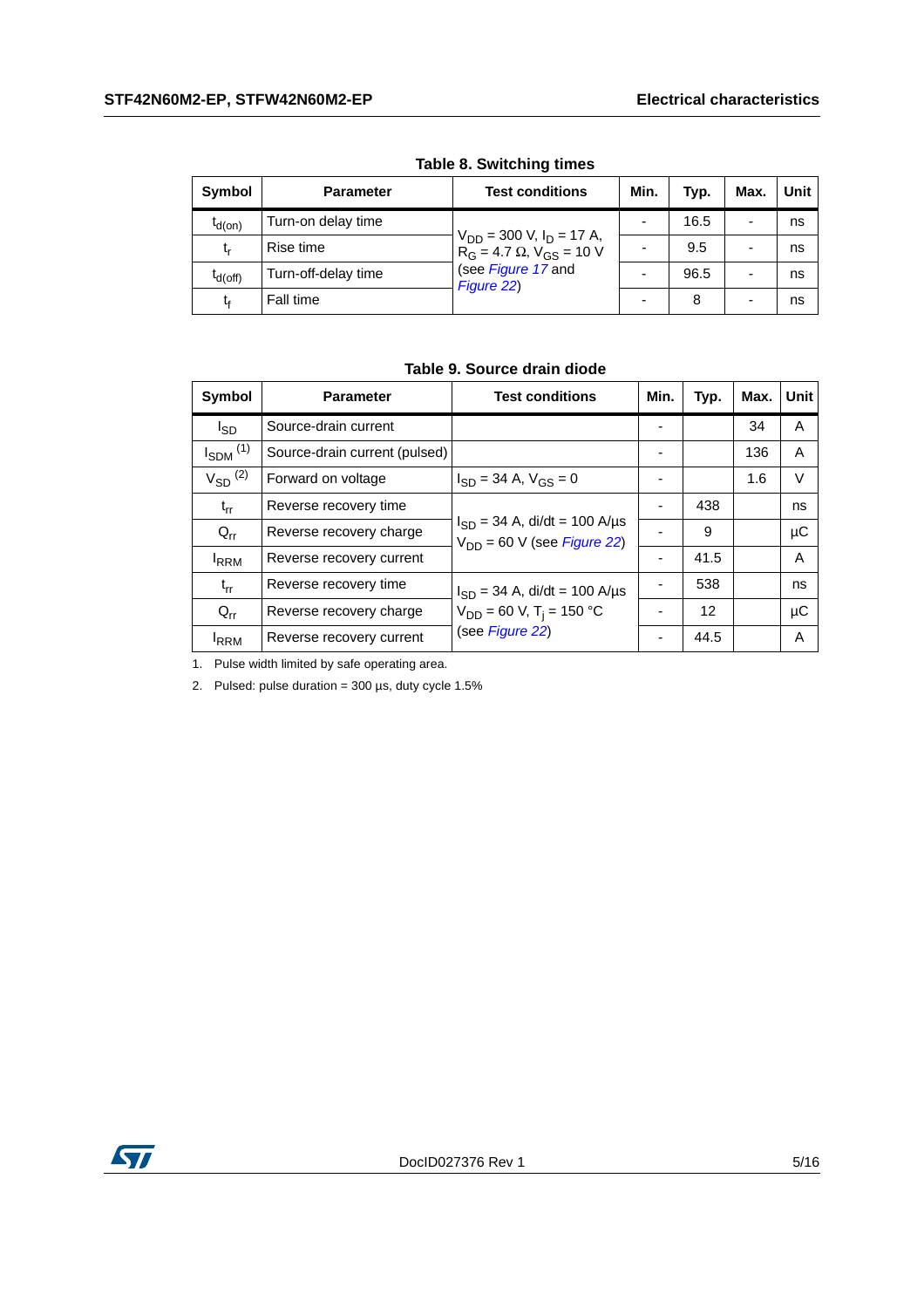**Table 8. Switching times**

| Symbol | Parameter | Test conditions | Min. | Typ. | Max. | Unit |
|---|---|---|---|---|---|---|
| $t_{d(on)}$ | Turn-on delay time | $V_{DD}$ = 300 V, $I_D$ = 17 A, $R_G$ = 4.7 Ω, $V_{GS}$ = 10 V (see Figure 17 and Figure 22) | - | 16.5 | - | ns |
| $t_r$ | Rise time | | - | 9.5 | - | ns |
| $t_{d(off)}$ | Turn-off-delay time | | - | 96.5 | - | ns |
| $t_f$ | Fall time | | - | 8 | - | ns |

**Table 9. Source drain diode**

| Symbol | Parameter | Test conditions | Min. | Typ. | Max. | Unit |
|---|---|---|---|---|---|---|
| $I_{SD}$ | Source-drain current | | - | | 34 | A |
| $I_{SDM}$ (1) | Source-drain current (pulsed) | | - | | 136 | A |
| $V_{SD}$ (2) | Forward on voltage | $I_{SD}$ = 34 A, $V_{GS}$ = 0 | - | | 1.6 | V |
| $t_{rr}$ | Reverse recovery time | $I_{SD}$ = 34 A, di/dt = 100 A/µs $V_{DD}$ = 60 V (see Figure 22) | - | 438 | | ns |
| $Q_{rr}$ | Reverse recovery charge | | - | 9 | | µC |
| $I_{RRM}$ | Reverse recovery current | | - | 41.5 | | A |
| $t_{rr}$ | Reverse recovery time | $I_{SD}$ = 34 A, di/dt = 100 A/µs $V_{DD}$ = 60 V, $T_j$ = 150 °C (see Figure 22) | - | 538 | | ns |
| $Q_{rr}$ | Reverse recovery charge | | - | 12 | | µC |
| $I_{RRM}$ | Reverse recovery current | | - | 44.5 | | A |

1. Pulse width limited by safe operating area.
2. Pulsed: pulse duration = 300 µs, duty cycle 1.5%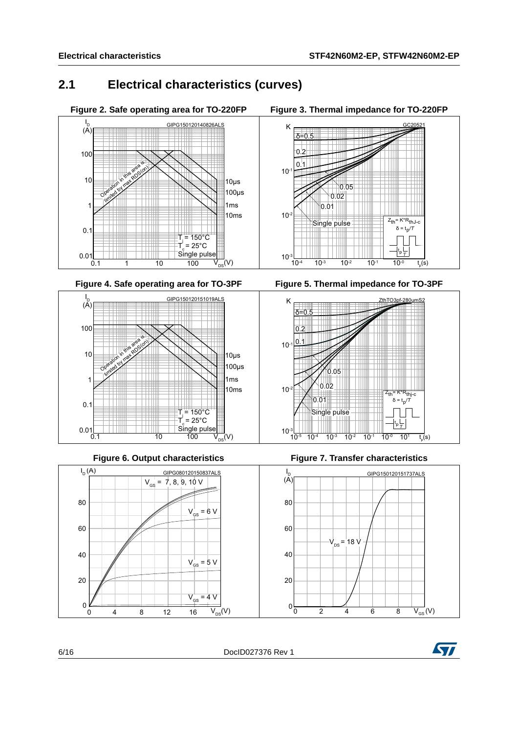## 2.1 Electrical characteristics (curves)

**Figure 2. Safe operating area for TO-220FP**

**Figure 3. Thermal impedance for TO-220FP**

**Figure 4. Safe operating area for TO-3PF**

**Figure 5. Thermal impedance for TO-3PF**

**Figure 6. Output characteristics**

**Figure 7. Transfer characteristics**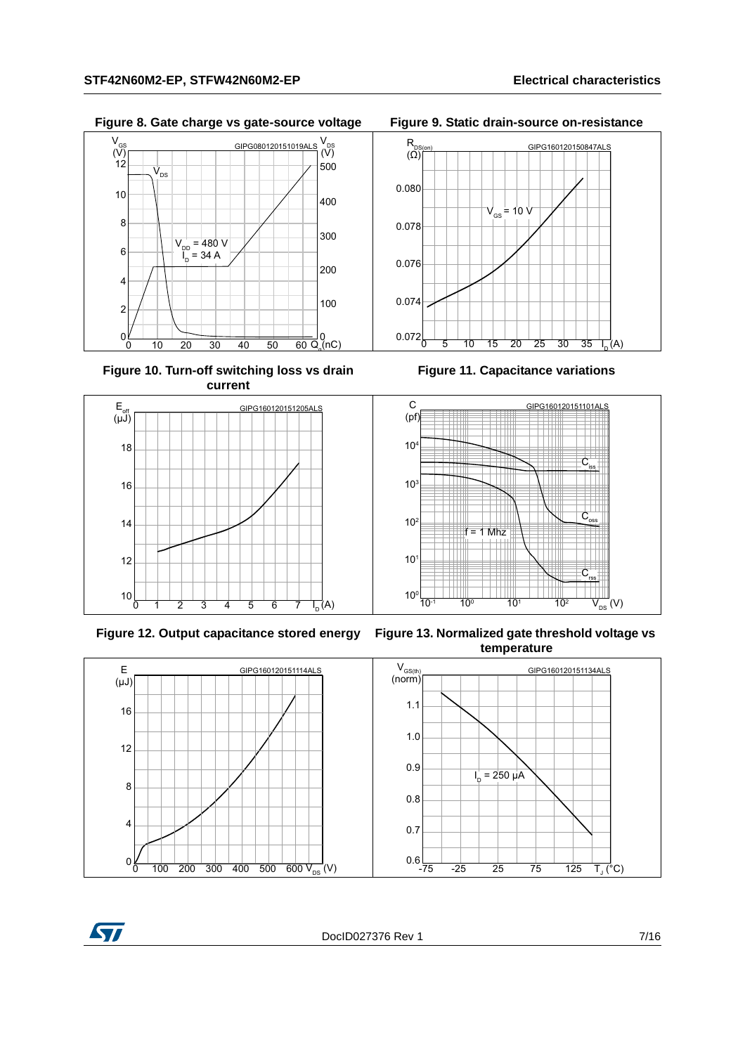Figure 8. Gate charge vs gate-source voltage

Figure 9. Static drain-source on-resistance

Figure 10. Turn-off switching loss vs drain current

Figure 11. Capacitance variations

Figure 12. Output capacitance stored energy

Figure 13. Normalized gate threshold voltage vs temperature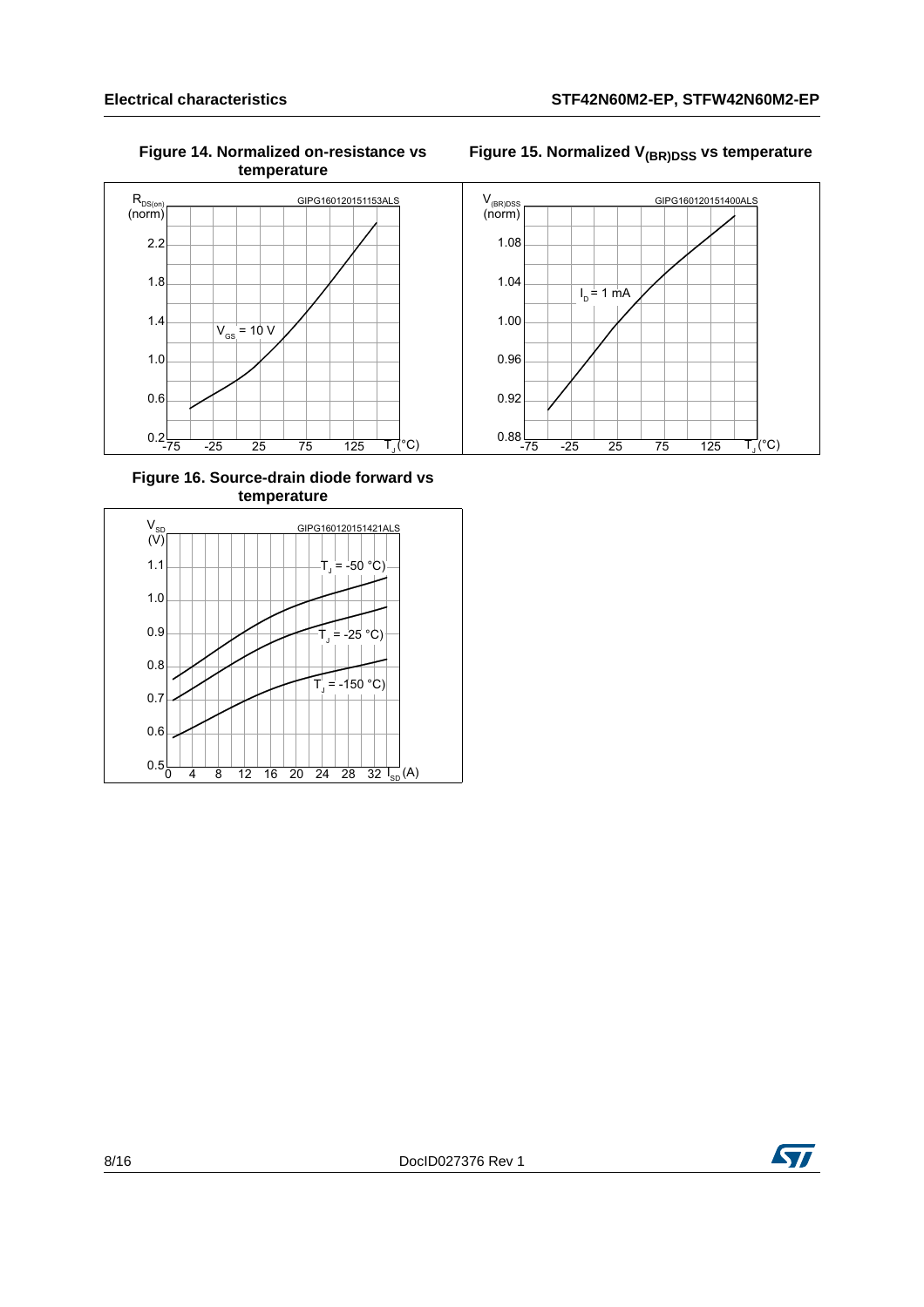Figure 14. Normalized on-resistance vs temperature

Figure 15. Normalized $V_{(BR)DSS}$ vs temperature

Figure 16. Source-drain diode forward vs temperature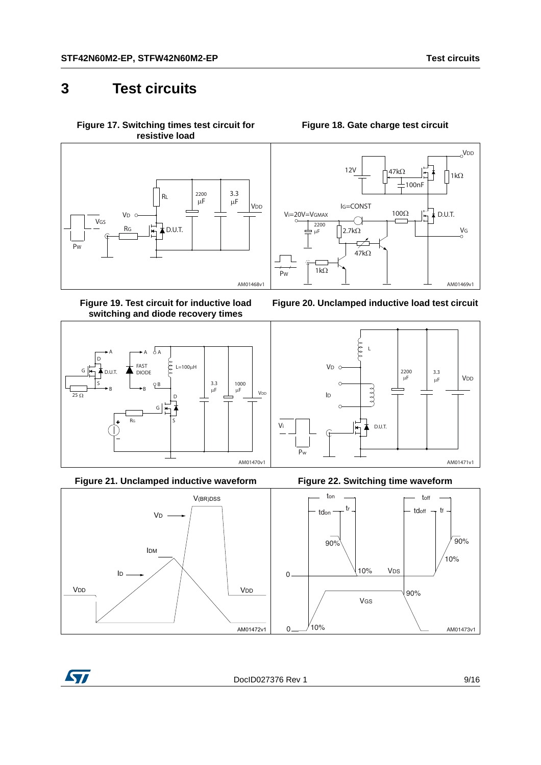# 3 Test circuits

Figure 17. Switching times test circuit for resistive load

Figure 18. Gate charge test circuit

Figure 19. Test circuit for inductive load switching and diode recovery times

Figure 20. Unclamped inductive load test circuit

Figure 21. Unclamped inductive waveform

Figure 22. Switching time waveform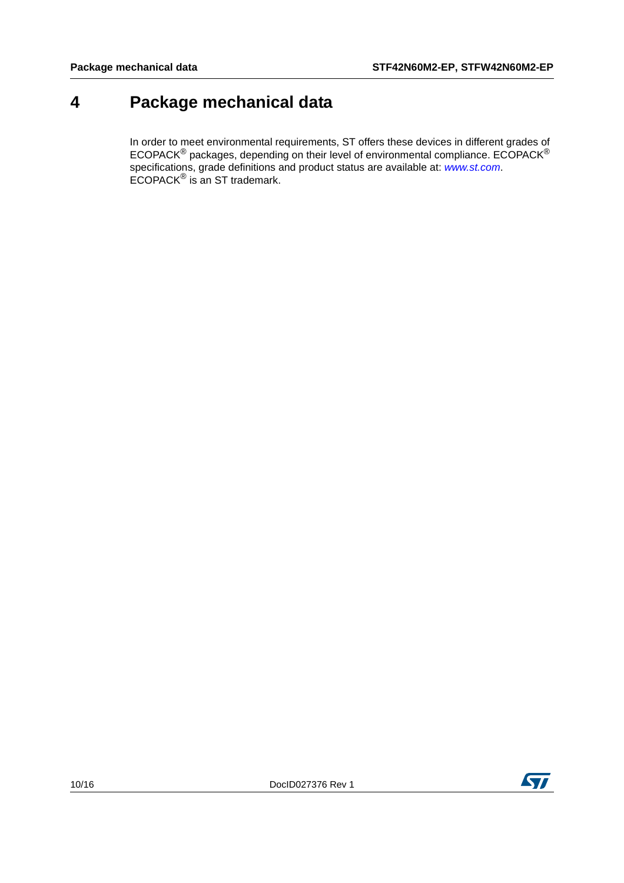# 4 Package mechanical data

In order to meet environmental requirements, ST offers these devices in different grades of ECOPACK® packages, depending on their level of environmental compliance. ECOPACK® specifications, grade definitions and product status are available at: *www.st.com*. ECOPACK® is an ST trademark.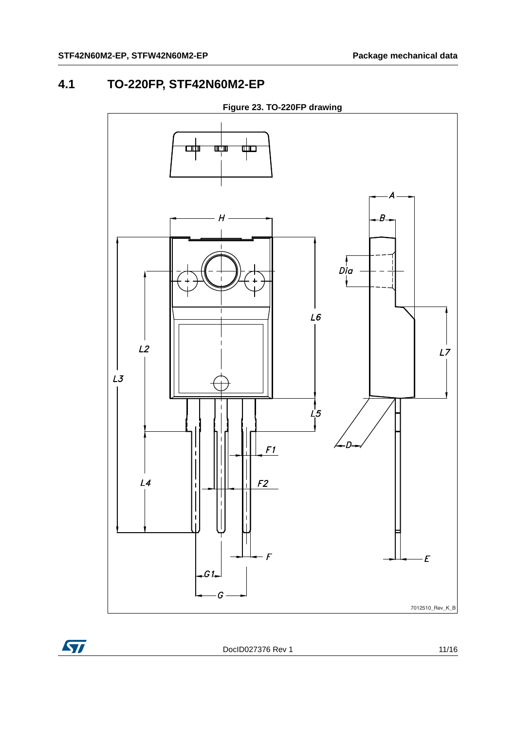## 4.1 TO-220FP, STF42N60M2-EP

**Figure 23. TO-220FP drawing**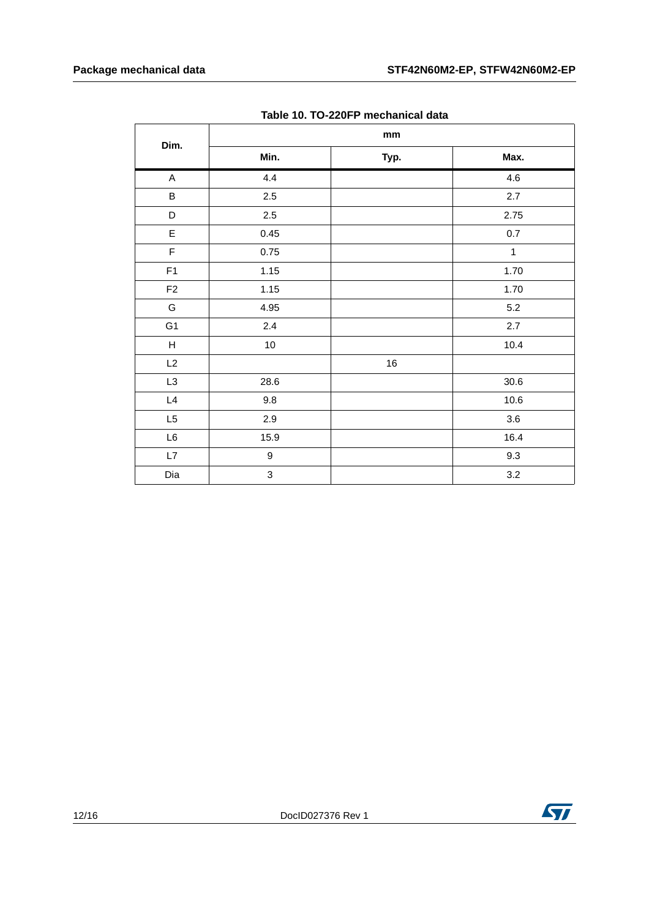**Table 10. TO-220FP mechanical data**

| Dim. | mm | | |
|---|---|---|---|
| | Min. | Typ. | Max. |
| A | 4.4 | | 4.6 |
| B | 2.5 | | 2.7 |
| D | 2.5 | | 2.75 |
| E | 0.45 | | 0.7 |
| F | 0.75 | | 1 |
| F1 | 1.15 | | 1.70 |
| F2 | 1.15 | | 1.70 |
| G | 4.95 | | 5.2 |
| G1 | 2.4 | | 2.7 |
| H | 10 | | 10.4 |
| L2 | | 16 | |
| L3 | 28.6 | | 30.6 |
| L4 | 9.8 | | 10.6 |
| L5 | 2.9 | | 3.6 |
| L6 | 15.9 | | 16.4 |
| L7 | 9 | | 9.3 |
| Dia | 3 | | 3.2 |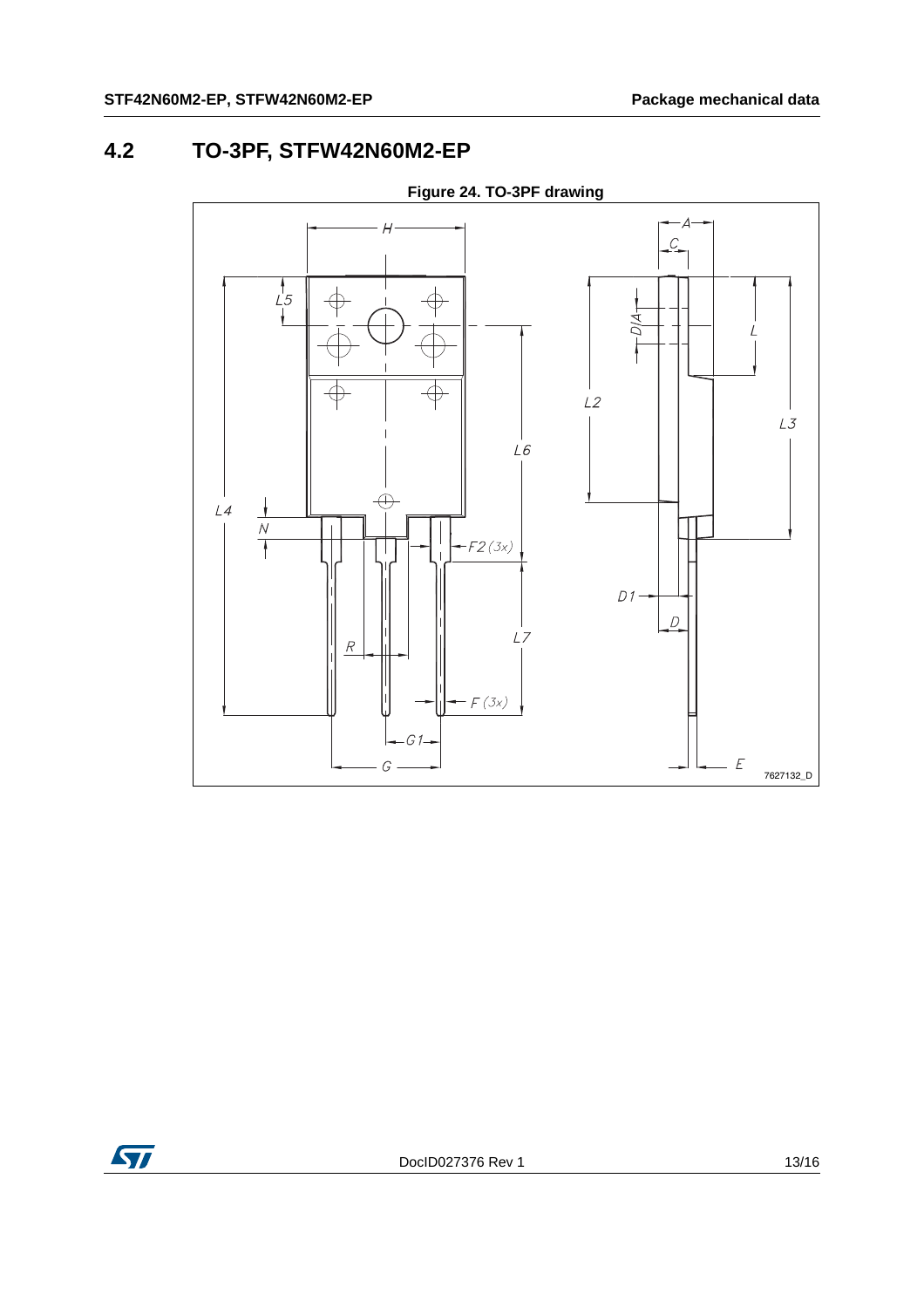## 4.2 TO-3PF, STFW42N60M2-EP

**Figure 24. TO-3PF drawing**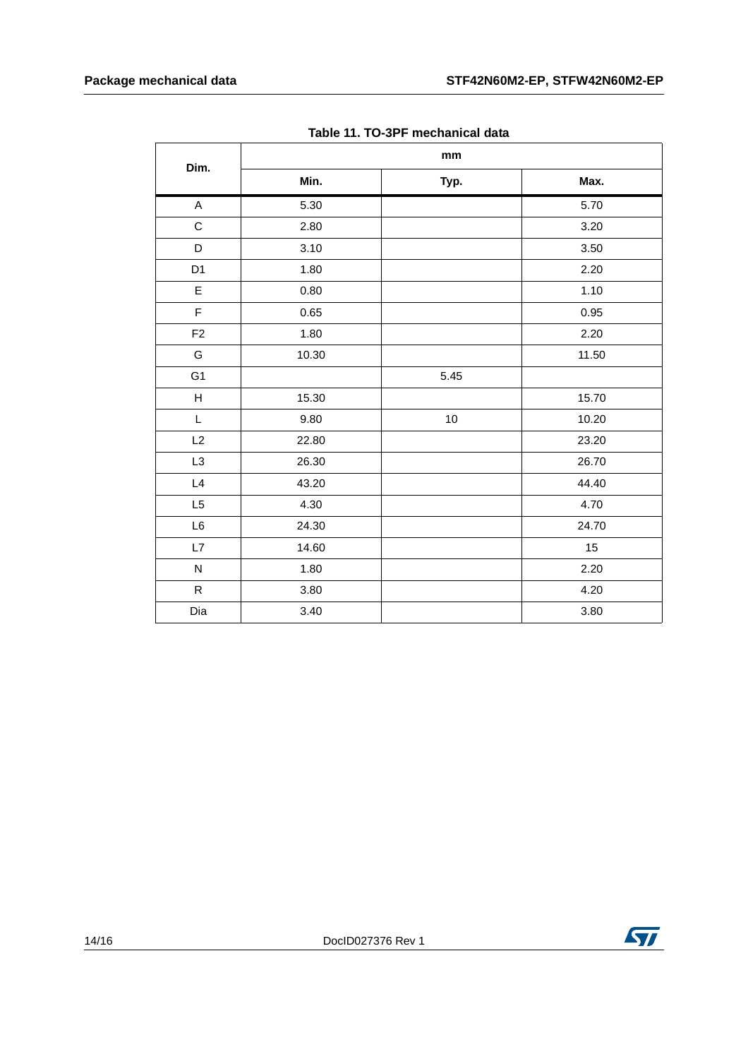Table 11. TO-3PF mechanical data

| Dim. | mm | | |
|---|---|---|---|
| | Min. | Typ. | Max. |
| A | 5.30 | | 5.70 |
| C | 2.80 | | 3.20 |
| D | 3.10 | | 3.50 |
| D1 | 1.80 | | 2.20 |
| E | 0.80 | | 1.10 |
| F | 0.65 | | 0.95 |
| F2 | 1.80 | | 2.20 |
| G | 10.30 | | 11.50 |
| G1 | | 5.45 | |
| H | 15.30 | | 15.70 |
| L | 9.80 | 10 | 10.20 |
| L2 | 22.80 | | 23.20 |
| L3 | 26.30 | | 26.70 |
| L4 | 43.20 | | 44.40 |
| L5 | 4.30 | | 4.70 |
| L6 | 24.30 | | 24.70 |
| L7 | 14.60 | | 15 |
| N | 1.80 | | 2.20 |
| R | 3.80 | | 4.20 |
| Dia | 3.40 | | 3.80 |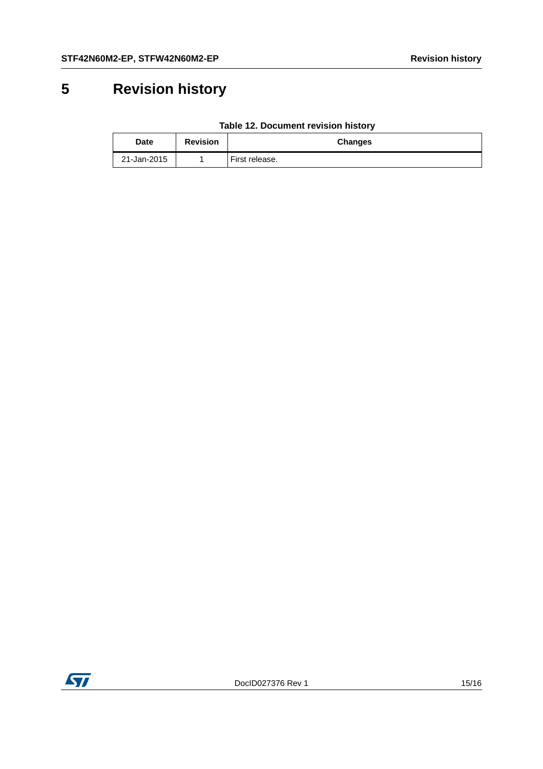# 5 Revision history

**Table 12. Document revision history**

| Date | Revision | Changes |
|---|---|---|
| 21-Jan-2015 | 1 | First release. |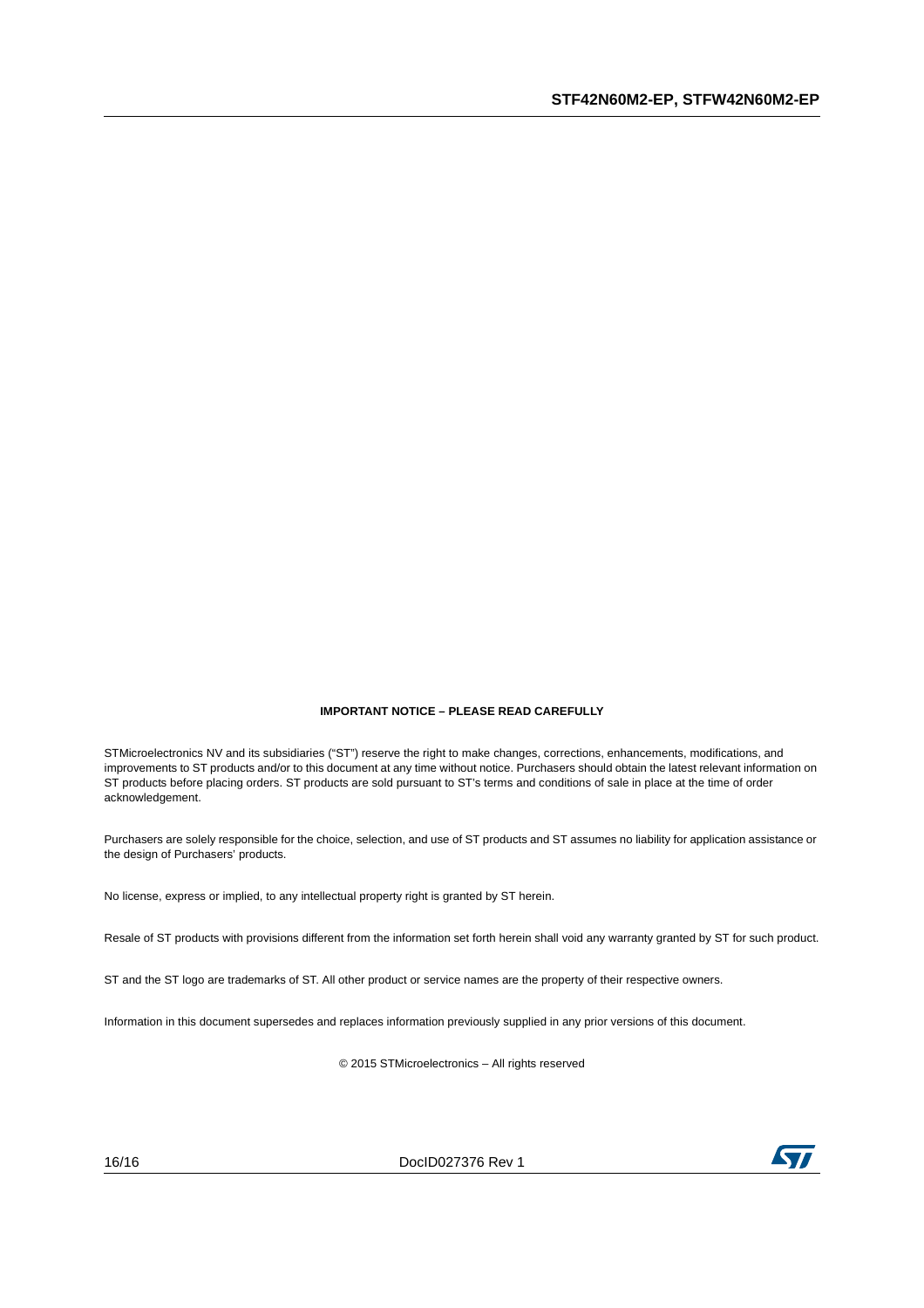**IMPORTANT NOTICE – PLEASE READ CAREFULLY**

STMicroelectronics NV and its subsidiaries ("ST") reserve the right to make changes, corrections, enhancements, modifications, and improvements to ST products and/or to this document at any time without notice. Purchasers should obtain the latest relevant information on ST products before placing orders. ST products are sold pursuant to ST's terms and conditions of sale in place at the time of order acknowledgement.

Purchasers are solely responsible for the choice, selection, and use of ST products and ST assumes no liability for application assistance or the design of Purchasers' products.

No license, express or implied, to any intellectual property right is granted by ST herein.

Resale of ST products with provisions different from the information set forth herein shall void any warranty granted by ST for such product.

ST and the ST logo are trademarks of ST. All other product or service names are the property of their respective owners.

Information in this document supersedes and replaces information previously supplied in any prior versions of this document.

© 2015 STMicroelectronics – All rights reserved